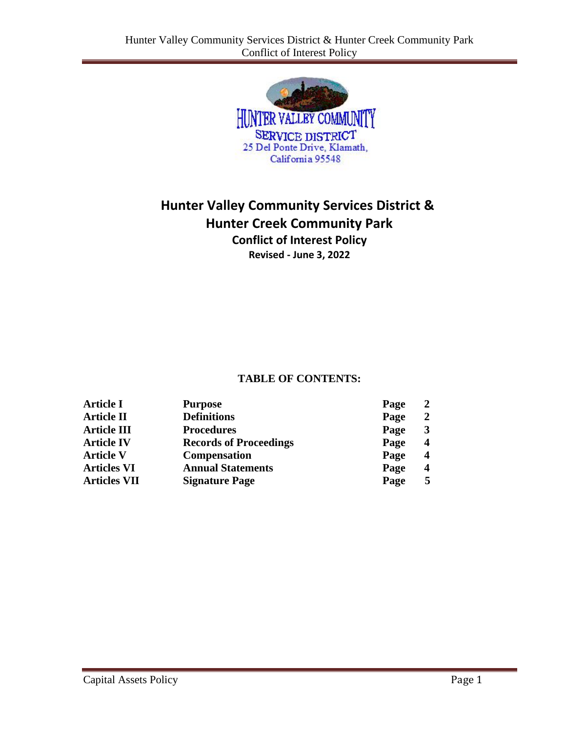HUNTER VALLEY COMMUNITY SERVICE DISTRICT
25 Del Ponte Drive, Klamath, California 95548

# Hunter Valley Community Services District & Hunter Creek Community Park

## Conflict of Interest Policy

**Revised - June 3, 2022**

### TABLE OF CONTENTS:

| | | | |
|---|---|---|---|
| **Article I** | **Purpose** | **Page** | **2** |
| **Article II** | **Definitions** | **Page** | **2** |
| **Article III** | **Procedures** | **Page** | **3** |
| **Article IV** | **Records of Proceedings** | **Page** | **4** |
| **Article V** | **Compensation** | **Page** | **4** |
| **Articles VI** | **Annual Statements** | **Page** | **4** |
| **Articles VII** | **Signature Page** | **Page** | **5** |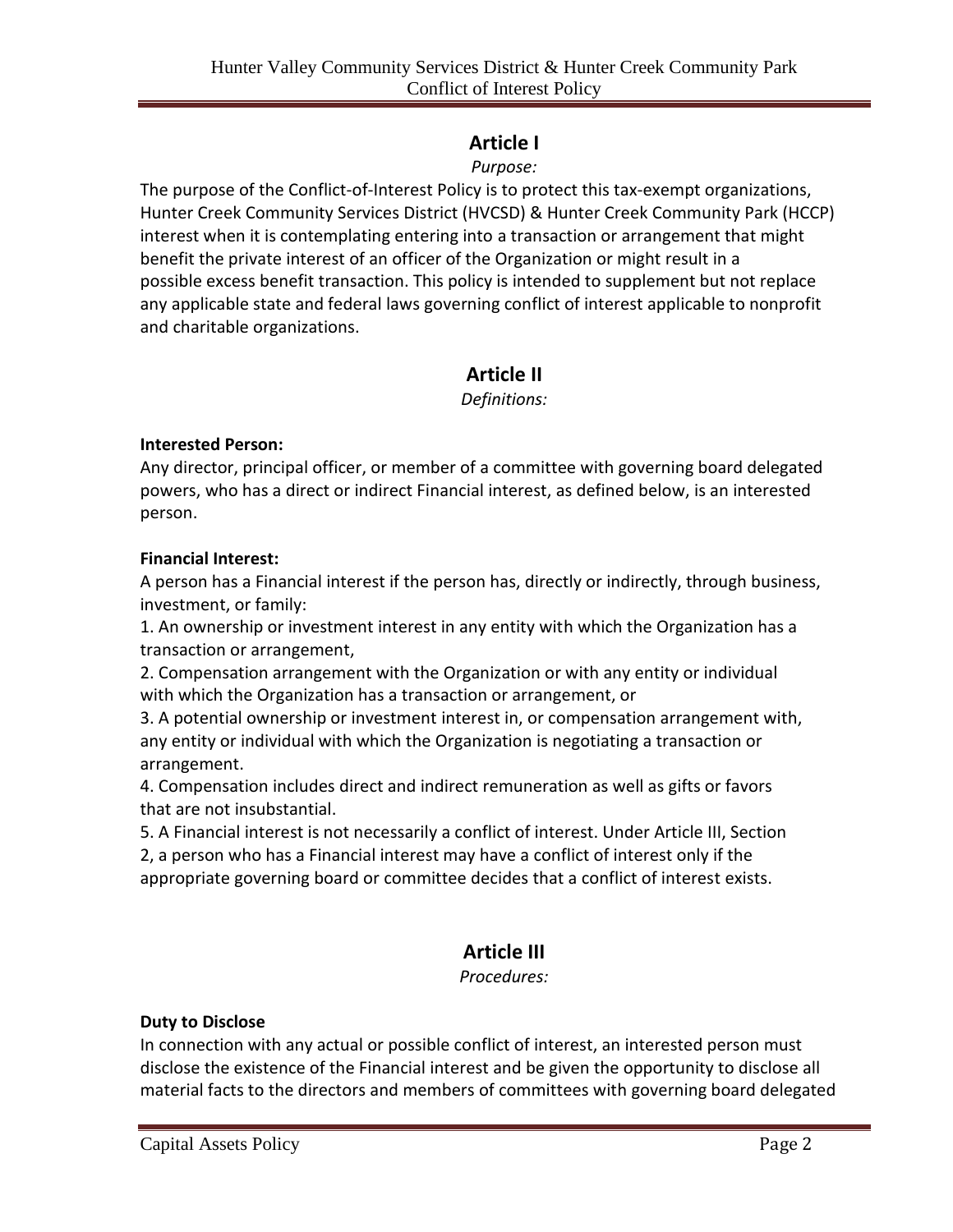# Article I

*Purpose:*

The purpose of the Conflict-of-Interest Policy is to protect this tax-exempt organizations, Hunter Creek Community Services District (HVCSD) & Hunter Creek Community Park (HCCP) interest when it is contemplating entering into a transaction or arrangement that might benefit the private interest of an officer of the Organization or might result in a possible excess benefit transaction. This policy is intended to supplement but not replace any applicable state and federal laws governing conflict of interest applicable to nonprofit and charitable organizations.

# Article II

*Definitions:*

**Interested Person:**

Any director, principal officer, or member of a committee with governing board delegated powers, who has a direct or indirect Financial interest, as defined below, is an interested person.

**Financial Interest:**

A person has a Financial interest if the person has, directly or indirectly, through business, investment, or family:

1. An ownership or investment interest in any entity with which the Organization has a transaction or arrangement,
2. Compensation arrangement with the Organization or with any entity or individual with which the Organization has a transaction or arrangement, or
3. A potential ownership or investment interest in, or compensation arrangement with, any entity or individual with which the Organization is negotiating a transaction or arrangement.
4. Compensation includes direct and indirect remuneration as well as gifts or favors that are not insubstantial.
5. A Financial interest is not necessarily a conflict of interest. Under Article III, Section 2, a person who has a Financial interest may have a conflict of interest only if the appropriate governing board or committee decides that a conflict of interest exists.

# Article III

*Procedures:*

**Duty to Disclose**

In connection with any actual or possible conflict of interest, an interested person must disclose the existence of the Financial interest and be given the opportunity to disclose all material facts to the directors and members of committees with governing board delegated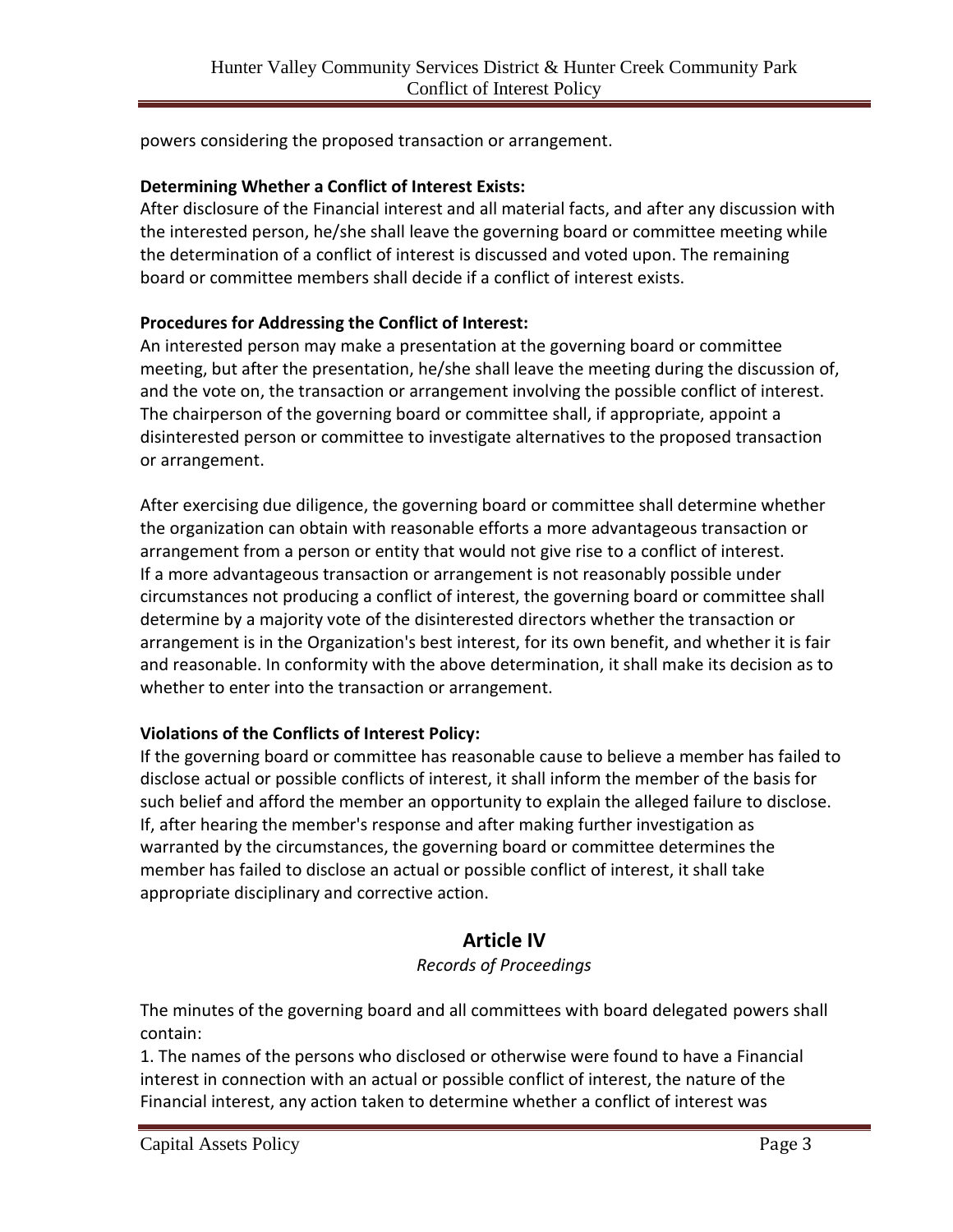powers considering the proposed transaction or arrangement.

**Determining Whether a Conflict of Interest Exists:**
After disclosure of the Financial interest and all material facts, and after any discussion with the interested person, he/she shall leave the governing board or committee meeting while the determination of a conflict of interest is discussed and voted upon. The remaining board or committee members shall decide if a conflict of interest exists.

**Procedures for Addressing the Conflict of Interest:**
An interested person may make a presentation at the governing board or committee meeting, but after the presentation, he/she shall leave the meeting during the discussion of, and the vote on, the transaction or arrangement involving the possible conflict of interest. The chairperson of the governing board or committee shall, if appropriate, appoint a disinterested person or committee to investigate alternatives to the proposed transaction or arrangement.

After exercising due diligence, the governing board or committee shall determine whether the organization can obtain with reasonable efforts a more advantageous transaction or arrangement from a person or entity that would not give rise to a conflict of interest. If a more advantageous transaction or arrangement is not reasonably possible under circumstances not producing a conflict of interest, the governing board or committee shall determine by a majority vote of the disinterested directors whether the transaction or arrangement is in the Organization's best interest, for its own benefit, and whether it is fair and reasonable. In conformity with the above determination, it shall make its decision as to whether to enter into the transaction or arrangement.

**Violations of the Conflicts of Interest Policy:**
If the governing board or committee has reasonable cause to believe a member has failed to disclose actual or possible conflicts of interest, it shall inform the member of the basis for such belief and afford the member an opportunity to explain the alleged failure to disclose. If, after hearing the member's response and after making further investigation as warranted by the circumstances, the governing board or committee determines the member has failed to disclose an actual or possible conflict of interest, it shall take appropriate disciplinary and corrective action.

## Article IV

*Records of Proceedings*

The minutes of the governing board and all committees with board delegated powers shall contain:

1. The names of the persons who disclosed or otherwise were found to have a Financial interest in connection with an actual or possible conflict of interest, the nature of the Financial interest, any action taken to determine whether a conflict of interest was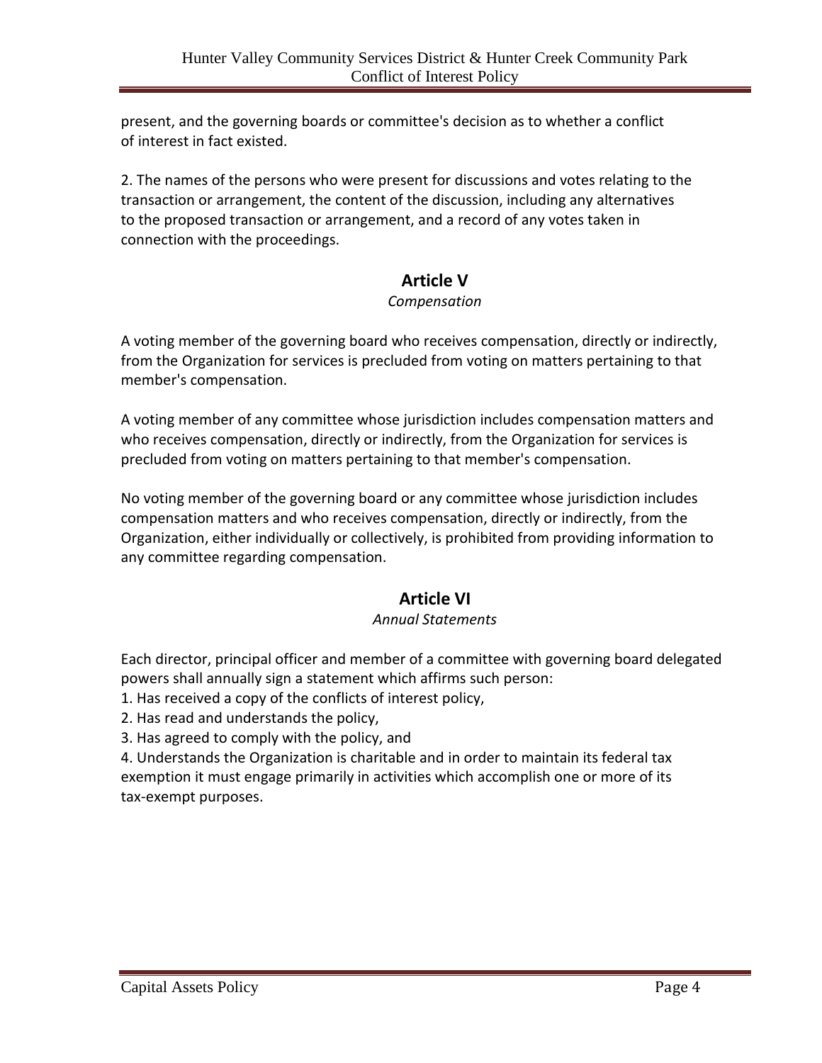present, and the governing boards or committee's decision as to whether a conflict of interest in fact existed.

2. The names of the persons who were present for discussions and votes relating to the transaction or arrangement, the content of the discussion, including any alternatives to the proposed transaction or arrangement, and a record of any votes taken in connection with the proceedings.

## Article V

*Compensation*

A voting member of the governing board who receives compensation, directly or indirectly, from the Organization for services is precluded from voting on matters pertaining to that member's compensation.

A voting member of any committee whose jurisdiction includes compensation matters and who receives compensation, directly or indirectly, from the Organization for services is precluded from voting on matters pertaining to that member's compensation.

No voting member of the governing board or any committee whose jurisdiction includes compensation matters and who receives compensation, directly or indirectly, from the Organization, either individually or collectively, is prohibited from providing information to any committee regarding compensation.

## Article VI

*Annual Statements*

Each director, principal officer and member of a committee with governing board delegated powers shall annually sign a statement which affirms such person:

1. Has received a copy of the conflicts of interest policy,
2. Has read and understands the policy,
3. Has agreed to comply with the policy, and
4. Understands the Organization is charitable and in order to maintain its federal tax exemption it must engage primarily in activities which accomplish one or more of its tax-exempt purposes.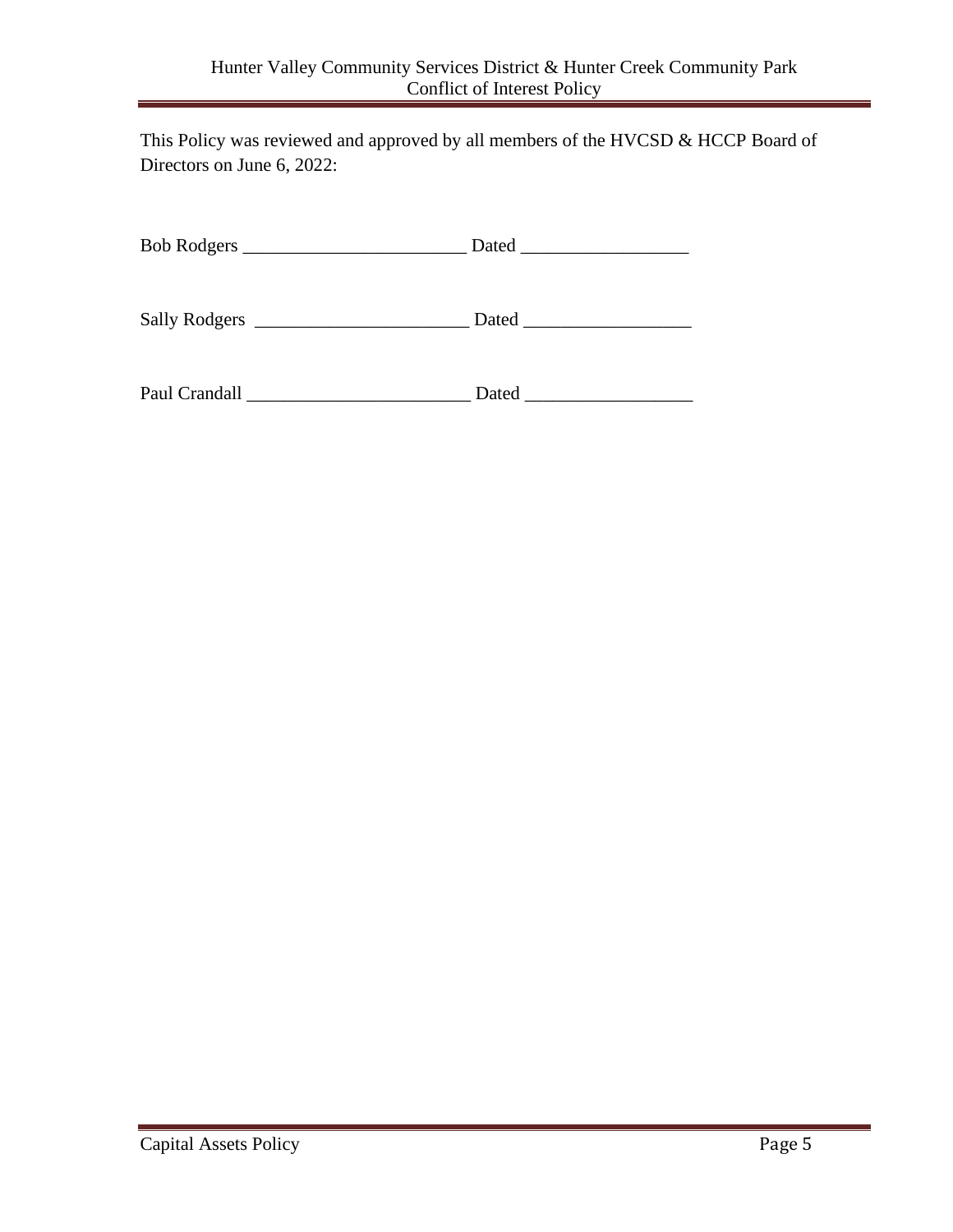This Policy was reviewed and approved by all members of the HVCSD & HCCP Board of Directors on June 6, 2022:

Bob Rodgers ________________________ Dated __________________

Sally Rodgers _______________________ Dated __________________

Paul Crandall ________________________ Dated __________________